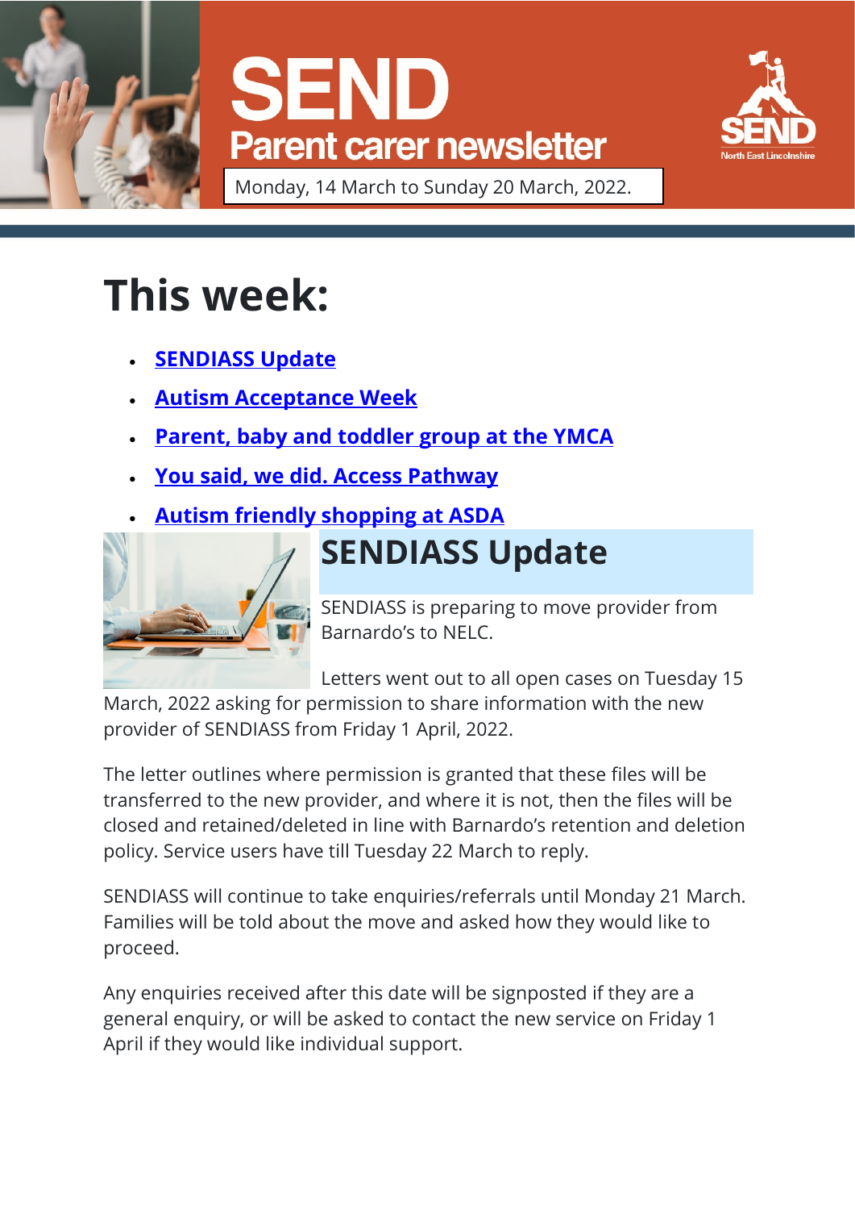# SEND

## Parent carer newsletter

Monday, 14 March to Sunday 20 March, 2022.

# This week:

- SENDIASS Update
- Autism Acceptance Week
- Parent, baby and toddler group at the YMCA
- You said, we did. Access Pathway
- Autism friendly shopping at ASDA

## SENDIASS Update

SENDIASS is preparing to move provider from Barnardo's to NELC.

Letters went out to all open cases on Tuesday 15 March, 2022 asking for permission to share information with the new provider of SENDIASS from Friday 1 April, 2022.

The letter outlines where permission is granted that these files will be transferred to the new provider, and where it is not, then the files will be closed and retained/deleted in line with Barnardo's retention and deletion policy. Service users have till Tuesday 22 March to reply.

SENDIASS will continue to take enquiries/referrals until Monday 21 March. Families will be told about the move and asked how they would like to proceed.

Any enquiries received after this date will be signposted if they are a general enquiry, or will be asked to contact the new service on Friday 1 April if they would like individual support.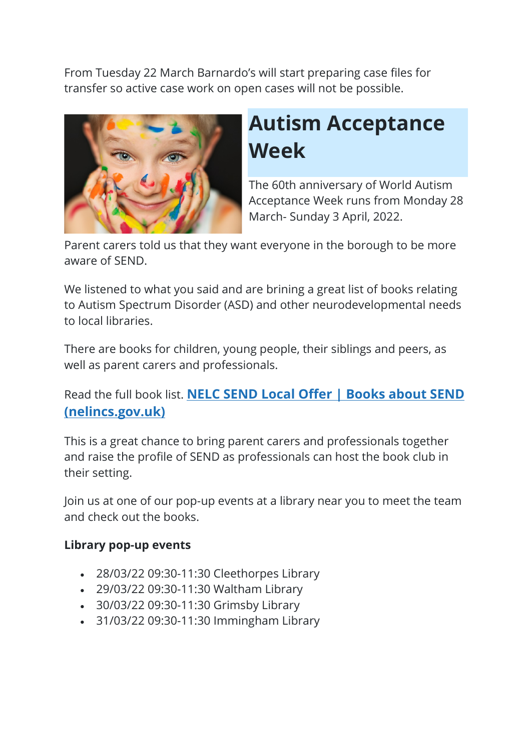From Tuesday 22 March Barnardo's will start preparing case files for transfer so active case work on open cases will not be possible.

# Autism Acceptance Week

The 60th anniversary of World Autism Acceptance Week runs from Monday 28 March- Sunday 3 April, 2022.

Parent carers told us that they want everyone in the borough to be more aware of SEND.

We listened to what you said and are brining a great list of books relating to Autism Spectrum Disorder (ASD) and other neurodevelopmental needs to local libraries.

There are books for children, young people, their siblings and peers, as well as parent carers and professionals.

Read the full book list. **NELC SEND Local Offer | Books about SEND (nelincs.gov.uk)**

This is a great chance to bring parent carers and professionals together and raise the profile of SEND as professionals can host the book club in their setting.

Join us at one of our pop-up events at a library near you to meet the team and check out the books.

**Library pop-up events**

- 28/03/22 09:30-11:30 Cleethorpes Library
- 29/03/22 09:30-11:30 Waltham Library
- 30/03/22 09:30-11:30 Grimsby Library
- 31/03/22 09:30-11:30 Immingham Library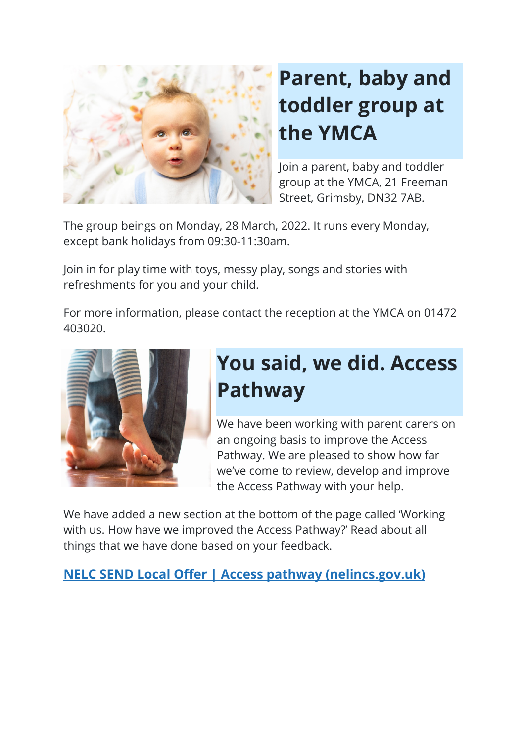## Parent, baby and toddler group at the YMCA

Join a parent, baby and toddler group at the YMCA, 21 Freeman Street, Grimsby, DN32 7AB.

The group beings on Monday, 28 March, 2022. It runs every Monday, except bank holidays from 09:30-11:30am.

Join in for play time with toys, messy play, songs and stories with refreshments for you and your child.

For more information, please contact the reception at the YMCA on 01472 403020.

## You said, we did. Access Pathway

We have been working with parent carers on an ongoing basis to improve the Access Pathway. We are pleased to show how far we've come to review, develop and improve the Access Pathway with your help.

We have added a new section at the bottom of the page called 'Working with us. How have we improved the Access Pathway?' Read about all things that we have done based on your feedback.

**NELC SEND Local Offer | Access pathway (nelincs.gov.uk)**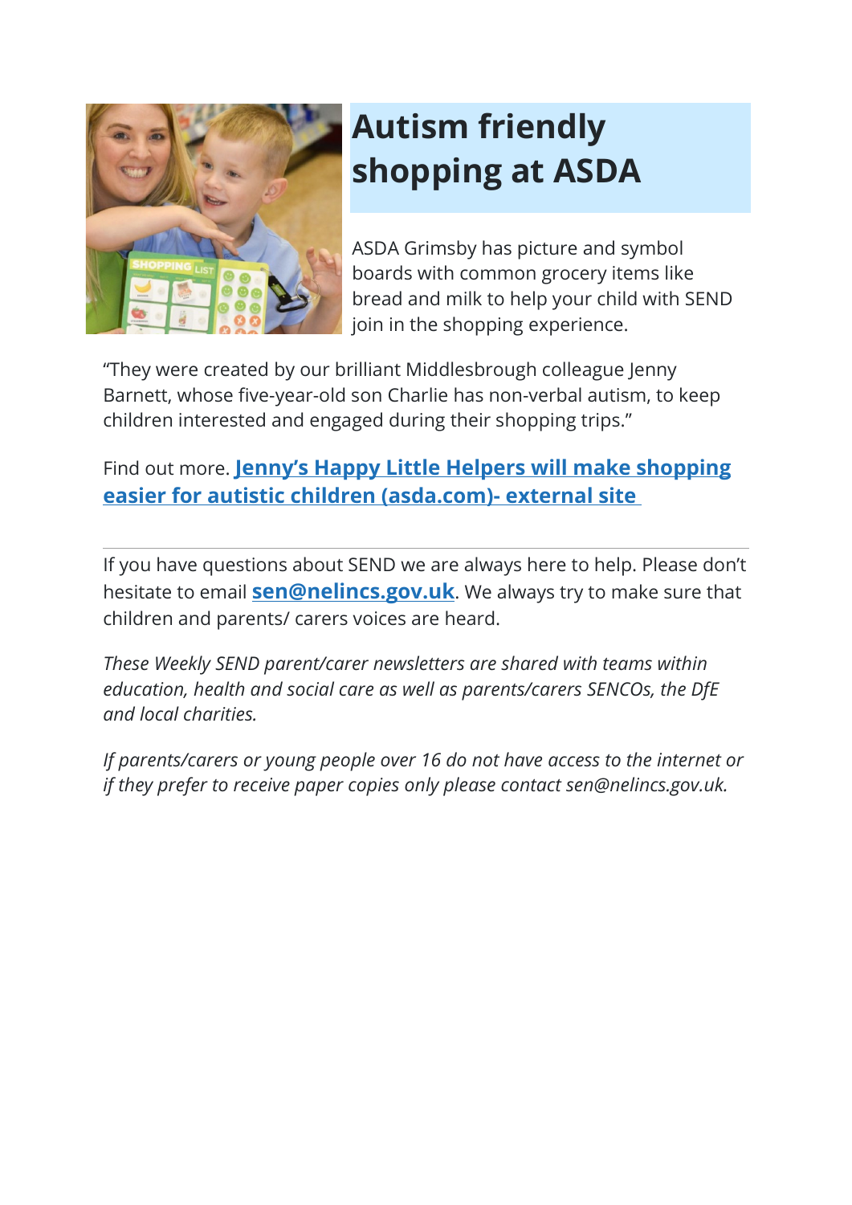# Autism friendly shopping at ASDA

ASDA Grimsby has picture and symbol boards with common grocery items like bread and milk to help your child with SEND join in the shopping experience.

"They were created by our brilliant Middlesbrough colleague Jenny Barnett, whose five-year-old son Charlie has non-verbal autism, to keep children interested and engaged during their shopping trips."

Find out more. **Jenny's Happy Little Helpers will make shopping easier for autistic children (asda.com)- external site**

---

If you have questions about SEND we are always here to help. Please don't hesitate to email **sen@nelincs.gov.uk**. We always try to make sure that children and parents/ carers voices are heard.

*These Weekly SEND parent/carer newsletters are shared with teams within education, health and social care as well as parents/carers SENCOs, the DfE and local charities.*

*If parents/carers or young people over 16 do not have access to the internet or if they prefer to receive paper copies only please contact sen@nelincs.gov.uk.*